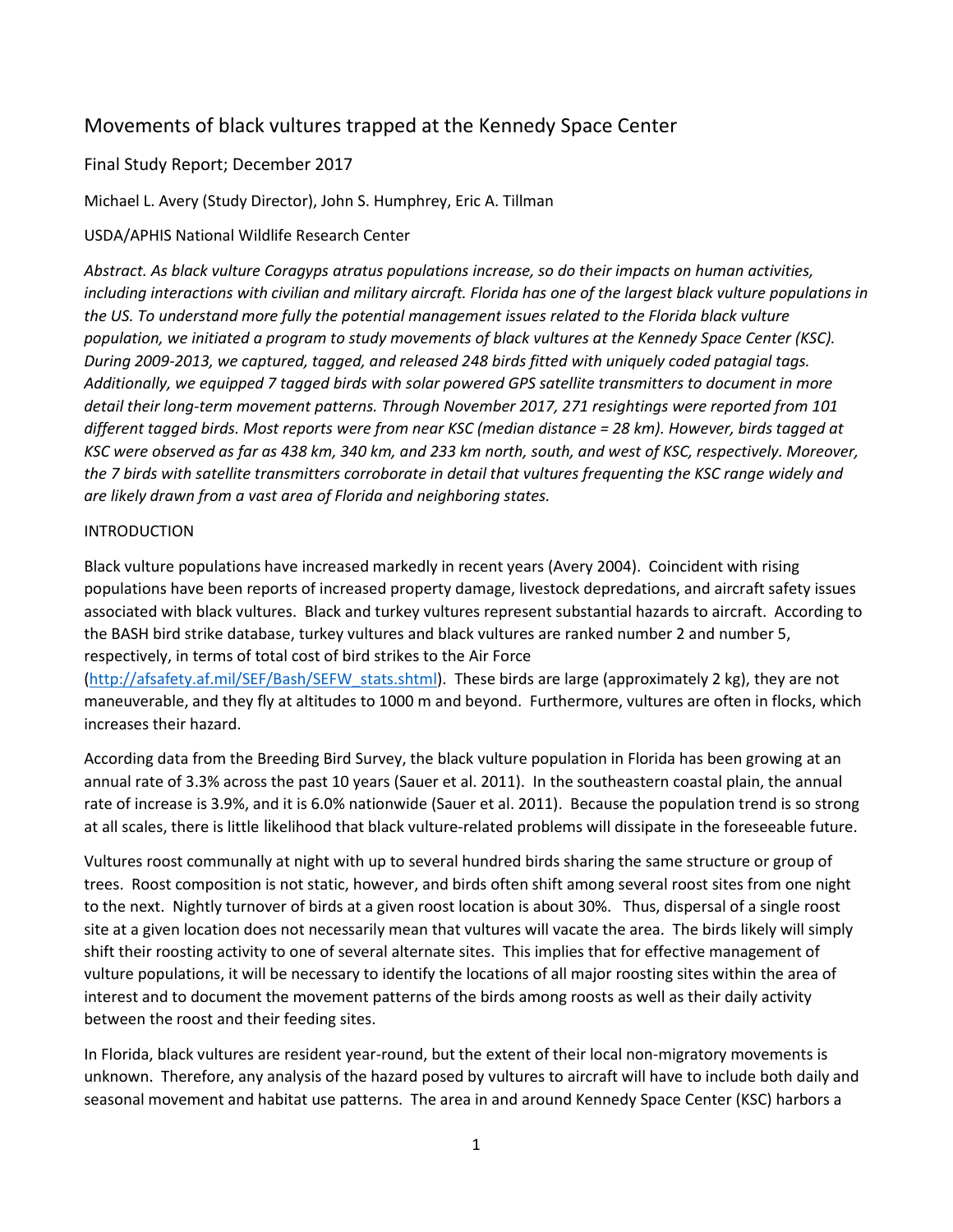# Movements of black vultures trapped at the Kennedy Space Center

Final Study Report; December 2017

Michael L. Avery (Study Director), John S. Humphrey, Eric A. Tillman

USDA/APHIS National Wildlife Research Center

*Abstract. As black vulture Coragyps atratus populations increase, so do their impacts on human activities, including interactions with civilian and military aircraft. Florida has one of the largest black vulture populations in the US. To understand more fully the potential management issues related to the Florida black vulture population, we initiated a program to study movements of black vultures at the Kennedy Space Center (KSC). During 2009-2013, we captured, tagged, and released 248 birds fitted with uniquely coded patagial tags. Additionally, we equipped 7 tagged birds with solar powered GPS satellite transmitters to document in more detail their long-term movement patterns. Through November 2017, 271 resightings were reported from 101 different tagged birds. Most reports were from near KSC (median distance = 28 km). However, birds tagged at KSC were observed as far as 438 km, 340 km, and 233 km north, south, and west of KSC, respectively. Moreover, the 7 birds with satellite transmitters corroborate in detail that vultures frequenting the KSC range widely and are likely drawn from a vast area of Florida and neighboring states.*

## INTRODUCTION

Black vulture populations have increased markedly in recent years (Avery 2004). Coincident with rising populations have been reports of increased property damage, livestock depredations, and aircraft safety issues associated with black vultures. Black and turkey vultures represent substantial hazards to aircraft. According to the BASH bird strike database, turkey vultures and black vultures are ranked number 2 and number 5, respectively, in terms of total cost of bird strikes to the Air Force (http://afsafety.af.mil/SEF/Bash/SEFW_stats.shtml). These birds are large (approximately 2 kg), they are not maneuverable, and they fly at altitudes to 1000 m and beyond. Furthermore, vultures are often in flocks, which increases their hazard.

According data from the Breeding Bird Survey, the black vulture population in Florida has been growing at an annual rate of 3.3% across the past 10 years (Sauer et al. 2011). In the southeastern coastal plain, the annual rate of increase is 3.9%, and it is 6.0% nationwide (Sauer et al. 2011). Because the population trend is so strong at all scales, there is little likelihood that black vulture-related problems will dissipate in the foreseeable future.

Vultures roost communally at night with up to several hundred birds sharing the same structure or group of trees. Roost composition is not static, however, and birds often shift among several roost sites from one night to the next. Nightly turnover of birds at a given roost location is about 30%. Thus, dispersal of a single roost site at a given location does not necessarily mean that vultures will vacate the area. The birds likely will simply shift their roosting activity to one of several alternate sites. This implies that for effective management of vulture populations, it will be necessary to identify the locations of all major roosting sites within the area of interest and to document the movement patterns of the birds among roosts as well as their daily activity between the roost and their feeding sites.

In Florida, black vultures are resident year-round, but the extent of their local non-migratory movements is unknown. Therefore, any analysis of the hazard posed by vultures to aircraft will have to include both daily and seasonal movement and habitat use patterns. The area in and around Kennedy Space Center (KSC) harbors a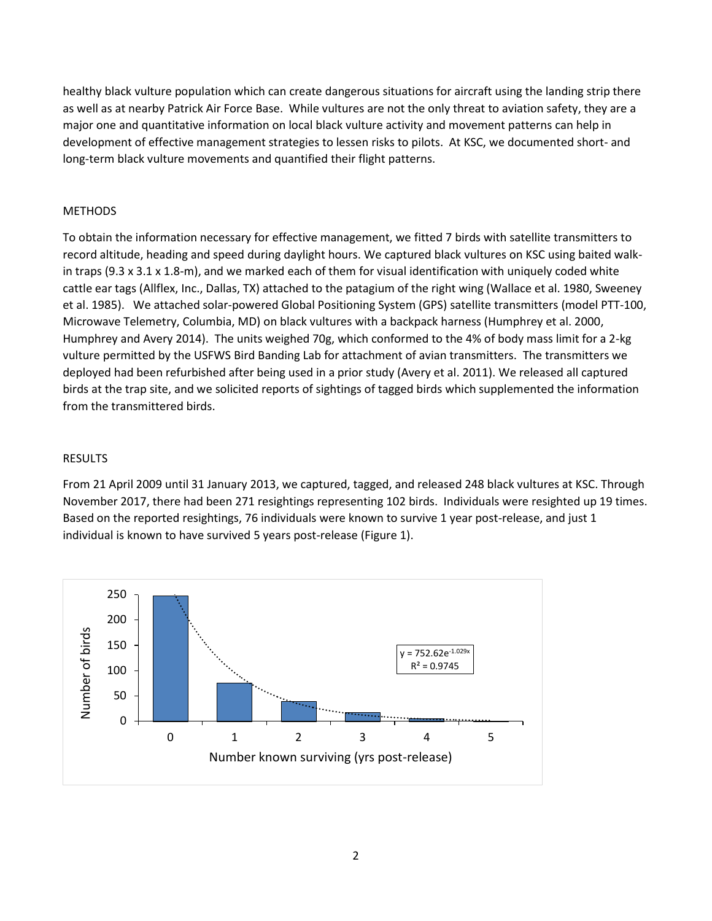healthy black vulture population which can create dangerous situations for aircraft using the landing strip there as well as at nearby Patrick Air Force Base. While vultures are not the only threat to aviation safety, they are a major one and quantitative information on local black vulture activity and movement patterns can help in development of effective management strategies to lessen risks to pilots. At KSC, we documented short- and long-term black vulture movements and quantified their flight patterns.

## METHODS

To obtain the information necessary for effective management, we fitted 7 birds with satellite transmitters to record altitude, heading and speed during daylight hours. We captured black vultures on KSC using baited walk-in traps (9.3 x 3.1 x 1.8-m), and we marked each of them for visual identification with uniquely coded white cattle ear tags (Allflex, Inc., Dallas, TX) attached to the patagium of the right wing (Wallace et al. 1980, Sweeney et al. 1985). We attached solar-powered Global Positioning System (GPS) satellite transmitters (model PTT-100, Microwave Telemetry, Columbia, MD) on black vultures with a backpack harness (Humphrey et al. 2000, Humphrey and Avery 2014). The units weighed 70g, which conformed to the 4% of body mass limit for a 2-kg vulture permitted by the USFWS Bird Banding Lab for attachment of avian transmitters. The transmitters we deployed had been refurbished after being used in a prior study (Avery et al. 2011). We released all captured birds at the trap site, and we solicited reports of sightings of tagged birds which supplemented the information from the transmittered birds.

## RESULTS

From 21 April 2009 until 31 January 2013, we captured, tagged, and released 248 black vultures at KSC. Through November 2017, there had been 271 resightings representing 102 birds. Individuals were resighted up 19 times. Based on the reported resightings, 76 individuals were known to survive 1 year post-release, and just 1 individual is known to have survived 5 years post-release (Figure 1).

| Number known surviving (yrs post-release) | Number of birds |
|---|---|
| 0 | 248 |
| 1 | 76 |
| 2 | 40 |
| 3 | 17 |
| 4 | 5 |
| 5 | 1 |

$y = 752.62e^{-1.029x}$

$R^2 = 0.9745$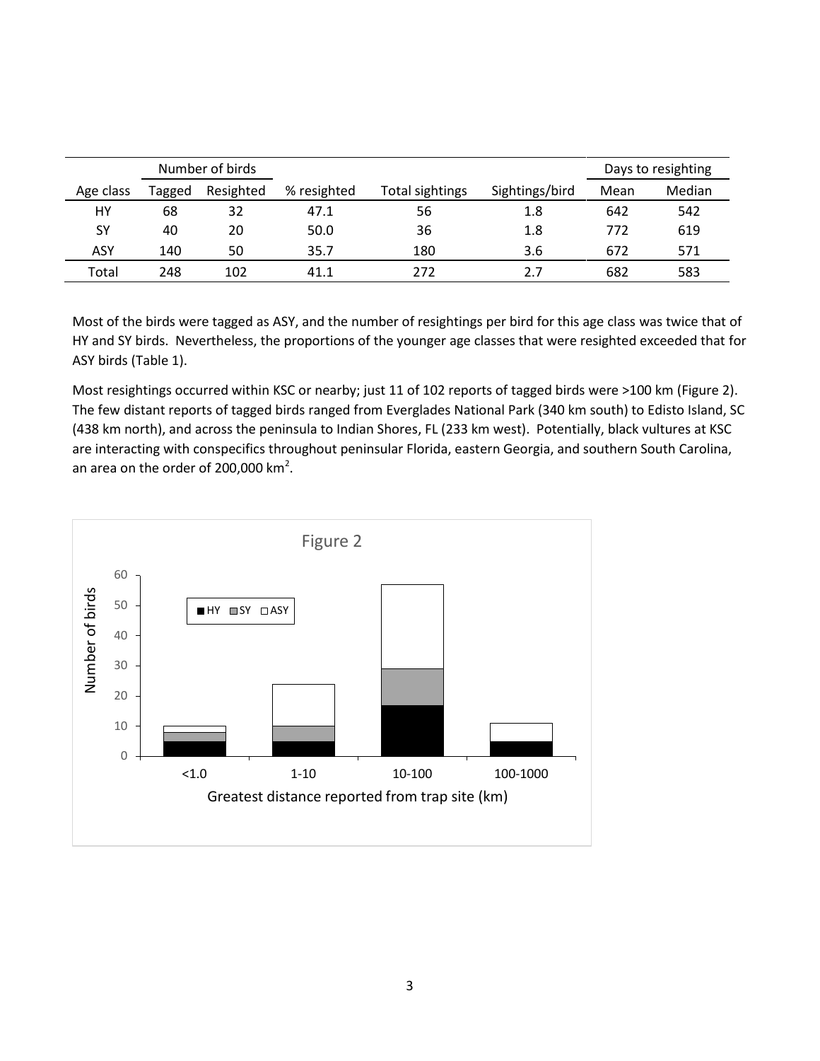| | Number of birds | | | | | Days to resighting | |
|---|---|---|---|---|---|---|---|
| Age class | Tagged | Resighted | % resighted | Total sightings | Sightings/bird | Mean | Median |
| HY | 68 | 32 | 47.1 | 56 | 1.8 | 642 | 542 |
| SY | 40 | 20 | 50.0 | 36 | 1.8 | 772 | 619 |
| ASY | 140 | 50 | 35.7 | 180 | 3.6 | 672 | 571 |
| Total | 248 | 102 | 41.1 | 272 | 2.7 | 682 | 583 |

Most of the birds were tagged as ASY, and the number of resightings per bird for this age class was twice that of HY and SY birds. Nevertheless, the proportions of the younger age classes that were resighted exceeded that for ASY birds (Table 1).

Most resightings occurred within KSC or nearby; just 11 of 102 reports of tagged birds were >100 km (Figure 2). The few distant reports of tagged birds ranged from Everglades National Park (340 km south) to Edisto Island, SC (438 km north), and across the peninsula to Indian Shores, FL (233 km west). Potentially, black vultures at KSC are interacting with conspecifics throughout peninsular Florida, eastern Georgia, and southern South Carolina, an area on the order of 200,000 km$^2$.

Figure 2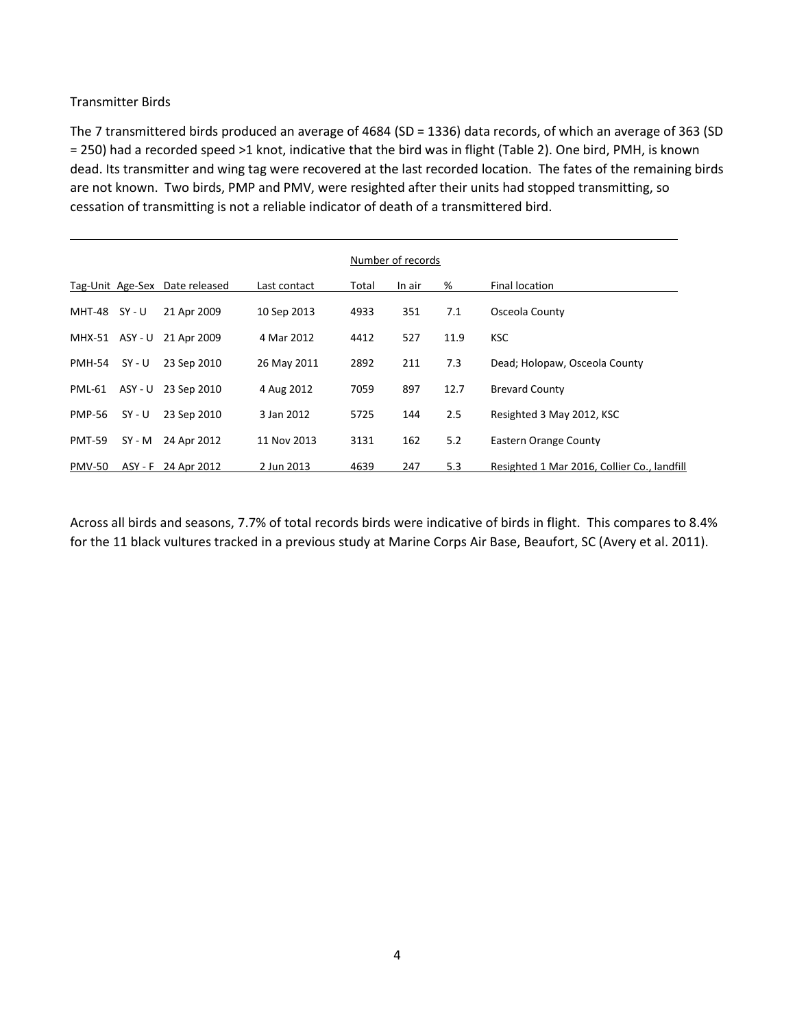Transmitter Birds

The 7 transmittered birds produced an average of 4684 (SD = 1336) data records, of which an average of 363 (SD = 250) had a recorded speed >1 knot, indicative that the bird was in flight (Table 2). One bird, PMH, is known dead. Its transmitter and wing tag were recovered at the last recorded location. The fates of the remaining birds are not known. Two birds, PMP and PMV, were resighted after their units had stopped transmitting, so cessation of transmitting is not a reliable indicator of death of a transmittered bird.

| | | | | Number of records | | | |
|---|---|---|---|---|---|---|---|
| Tag-Unit | Age-Sex | Date released | Last contact | Total | In air | % | Final location |
| MHT-48 | SY - U | 21 Apr 2009 | 10 Sep 2013 | 4933 | 351 | 7.1 | Osceola County |
| MHX-51 | ASY - U | 21 Apr 2009 | 4 Mar 2012 | 4412 | 527 | 11.9 | KSC |
| PMH-54 | SY - U | 23 Sep 2010 | 26 May 2011 | 2892 | 211 | 7.3 | Dead; Holopaw, Osceola County |
| PML-61 | ASY - U | 23 Sep 2010 | 4 Aug 2012 | 7059 | 897 | 12.7 | Brevard County |
| PMP-56 | SY - U | 23 Sep 2010 | 3 Jan 2012 | 5725 | 144 | 2.5 | Resighted 3 May 2012, KSC |
| PMT-59 | SY - M | 24 Apr 2012 | 11 Nov 2013 | 3131 | 162 | 5.2 | Eastern Orange County |
| PMV-50 | ASY - F | 24 Apr 2012 | 2 Jun 2013 | 4639 | 247 | 5.3 | Resighted 1 Mar 2016, Collier Co., landfill |

Across all birds and seasons, 7.7% of total records birds were indicative of birds in flight. This compares to 8.4% for the 11 black vultures tracked in a previous study at Marine Corps Air Base, Beaufort, SC (Avery et al. 2011).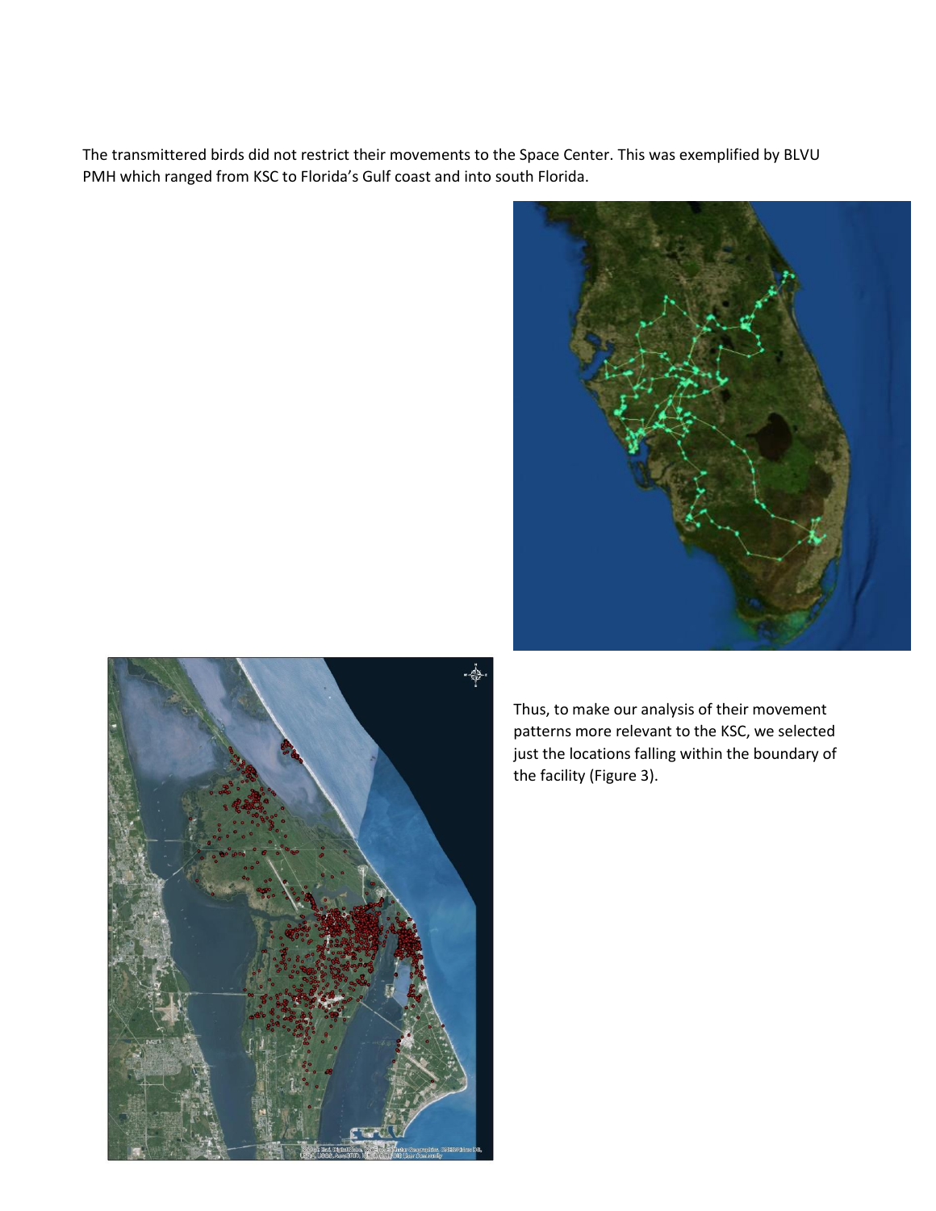The transmittered birds did not restrict their movements to the Space Center. This was exemplified by BLVU PMH which ranged from KSC to Florida's Gulf coast and into south Florida.

Thus, to make our analysis of their movement patterns more relevant to the KSC, we selected just the locations falling within the boundary of the facility (Figure 3).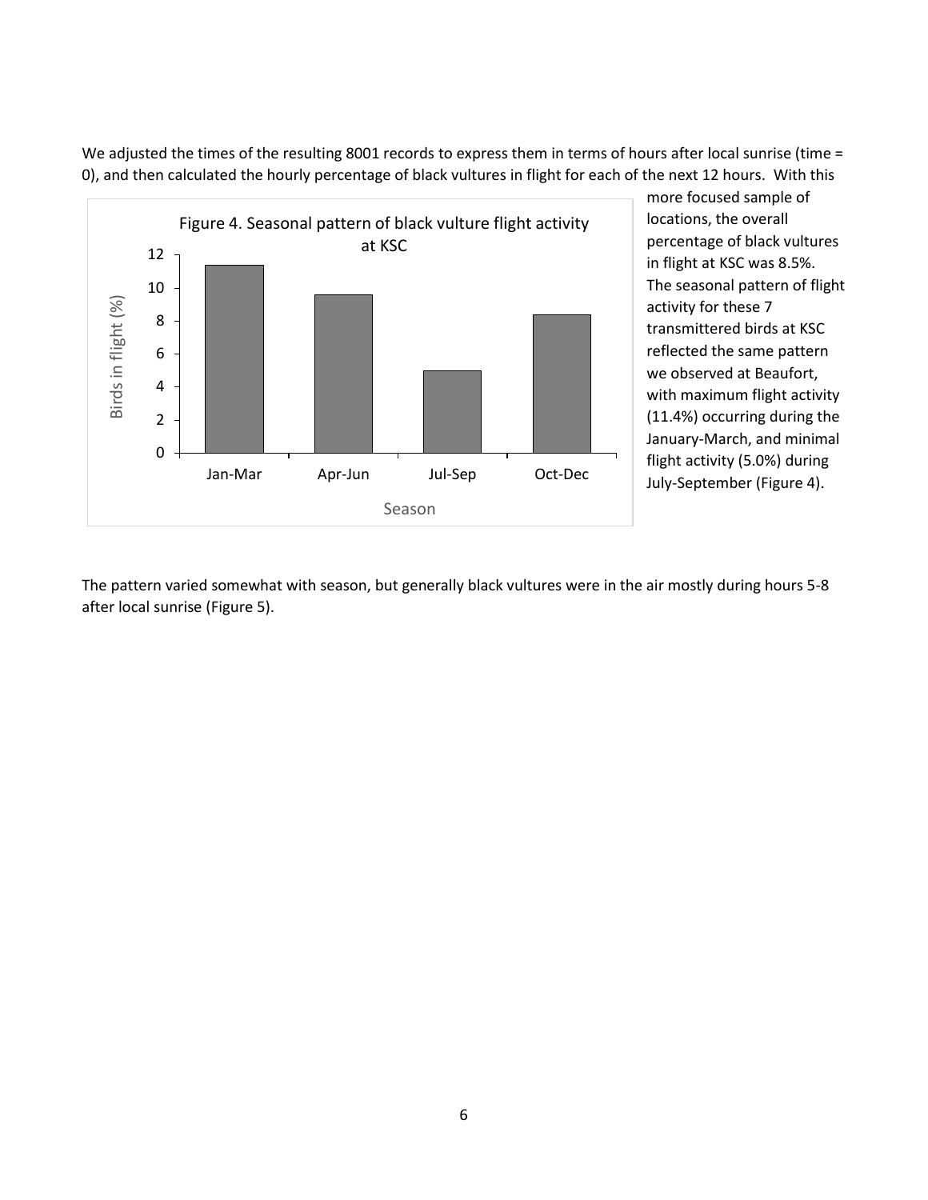We adjusted the times of the resulting 8001 records to express them in terms of hours after local sunrise (time = 0), and then calculated the hourly percentage of black vultures in flight for each of the next 12 hours. With this more focused sample of locations, the overall percentage of black vultures in flight at KSC was 8.5%. The seasonal pattern of flight activity for these 7 transmittered birds at KSC reflected the same pattern we observed at Beaufort, with maximum flight activity (11.4%) occurring during the January-March, and minimal flight activity (5.0%) during July-September (Figure 4).

Figure 4. Seasonal pattern of black vulture flight activity at KSC

The pattern varied somewhat with season, but generally black vultures were in the air mostly during hours 5-8 after local sunrise (Figure 5).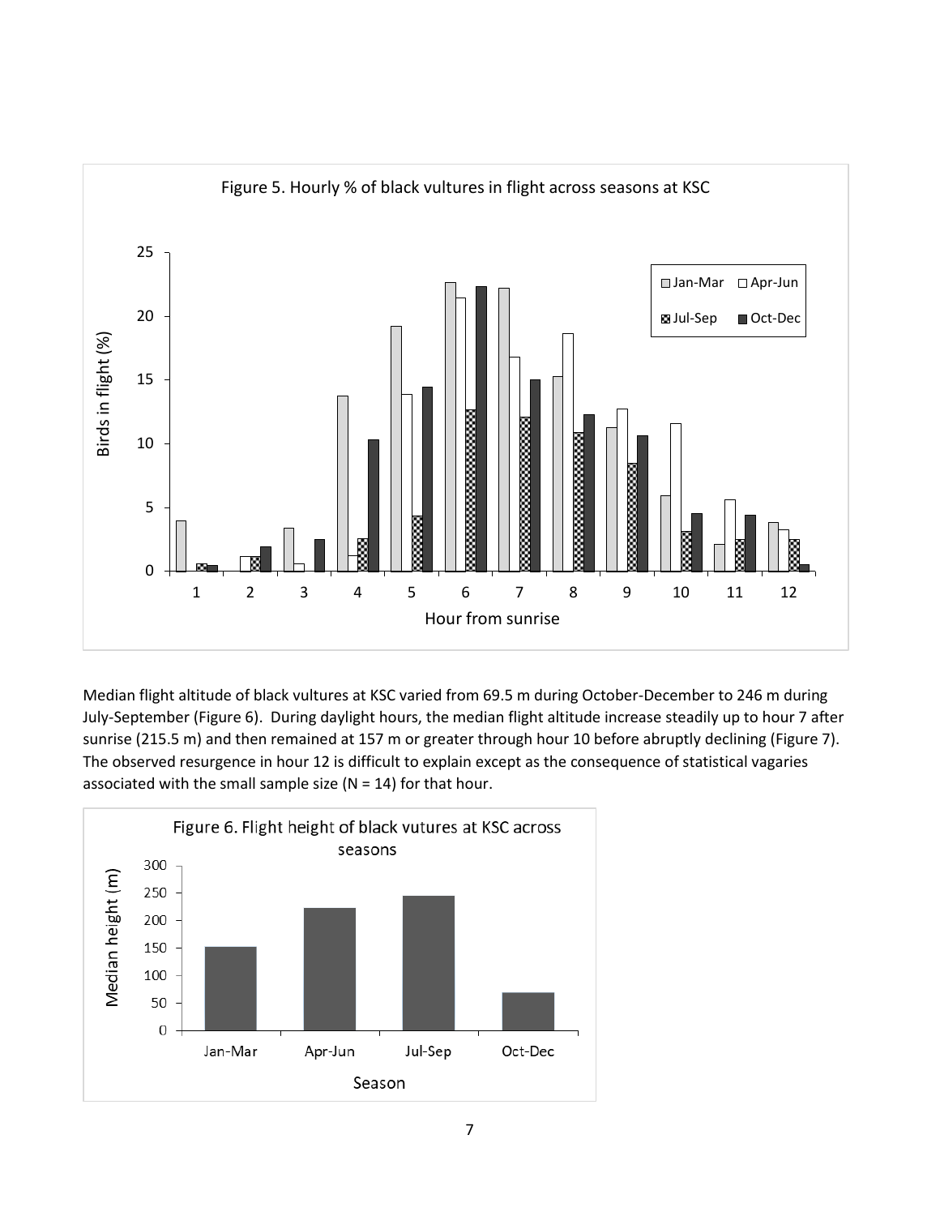Figure 5. Hourly % of black vultures in flight across seasons at KSC

Median flight altitude of black vultures at KSC varied from 69.5 m during October-December to 246 m during July-September (Figure 6). During daylight hours, the median flight altitude increase steadily up to hour 7 after sunrise (215.5 m) and then remained at 157 m or greater through hour 10 before abruptly declining (Figure 7). The observed resurgence in hour 12 is difficult to explain except as the consequence of statistical vagaries associated with the small sample size (N = 14) for that hour.

Figure 6. Flight height of black vutures at KSC across seasons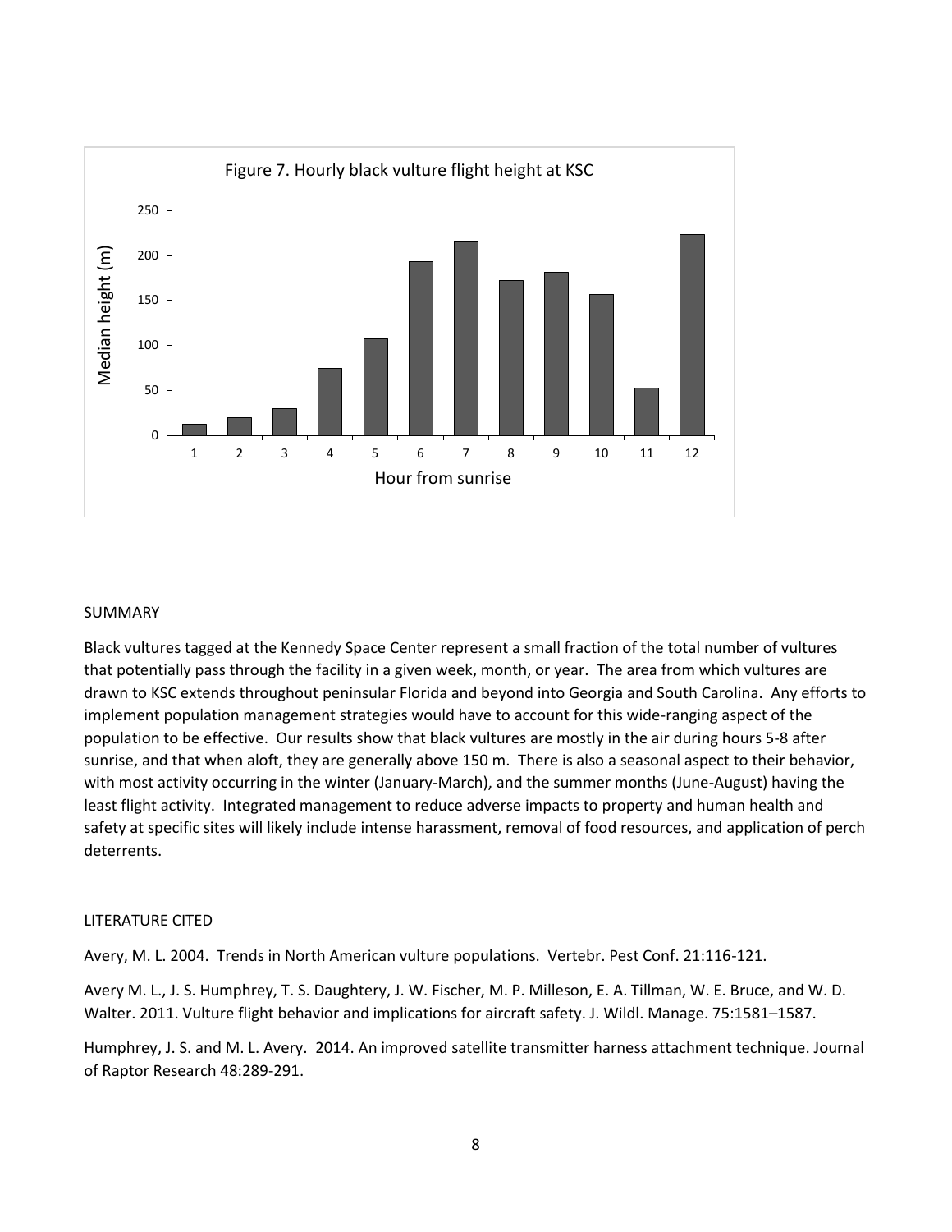Figure 7. Hourly black vulture flight height at KSC

SUMMARY

Black vultures tagged at the Kennedy Space Center represent a small fraction of the total number of vultures that potentially pass through the facility in a given week, month, or year. The area from which vultures are drawn to KSC extends throughout peninsular Florida and beyond into Georgia and South Carolina. Any efforts to implement population management strategies would have to account for this wide-ranging aspect of the population to be effective. Our results show that black vultures are mostly in the air during hours 5-8 after sunrise, and that when aloft, they are generally above 150 m. There is also a seasonal aspect to their behavior, with most activity occurring in the winter (January-March), and the summer months (June-August) having the least flight activity. Integrated management to reduce adverse impacts to property and human health and safety at specific sites will likely include intense harassment, removal of food resources, and application of perch deterrents.

LITERATURE CITED

Avery, M. L. 2004. Trends in North American vulture populations. Vertebr. Pest Conf. 21:116-121.

Avery M. L., J. S. Humphrey, T. S. Daughtery, J. W. Fischer, M. P. Milleson, E. A. Tillman, W. E. Bruce, and W. D. Walter. 2011. Vulture flight behavior and implications for aircraft safety. J. Wildl. Manage. 75:1581–1587.

Humphrey, J. S. and M. L. Avery. 2014. An improved satellite transmitter harness attachment technique. Journal of Raptor Research 48:289-291.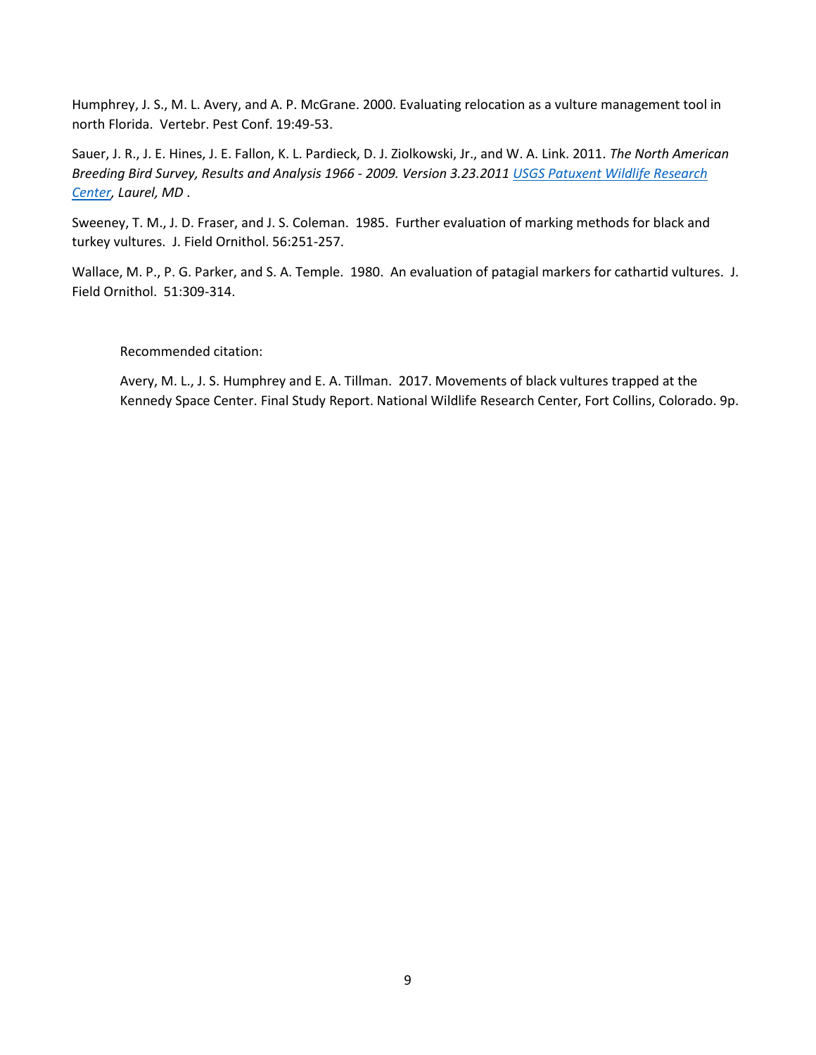Humphrey, J. S., M. L. Avery, and A. P. McGrane. 2000. Evaluating relocation as a vulture management tool in north Florida. Vertebr. Pest Conf. 19:49-53.

Sauer, J. R., J. E. Hines, J. E. Fallon, K. L. Pardieck, D. J. Ziolkowski, Jr., and W. A. Link. 2011. *The North American Breeding Bird Survey, Results and Analysis 1966 - 2009. Version 3.23.2011 USGS Patuxent Wildlife Research Center, Laurel, MD* .

Sweeney, T. M., J. D. Fraser, and J. S. Coleman. 1985. Further evaluation of marking methods for black and turkey vultures. J. Field Ornithol. 56:251-257.

Wallace, M. P., P. G. Parker, and S. A. Temple. 1980. An evaluation of patagial markers for cathartid vultures. J. Field Ornithol. 51:309-314.

Recommended citation:

Avery, M. L., J. S. Humphrey and E. A. Tillman. 2017. Movements of black vultures trapped at the Kennedy Space Center. Final Study Report. National Wildlife Research Center, Fort Collins, Colorado. 9p.